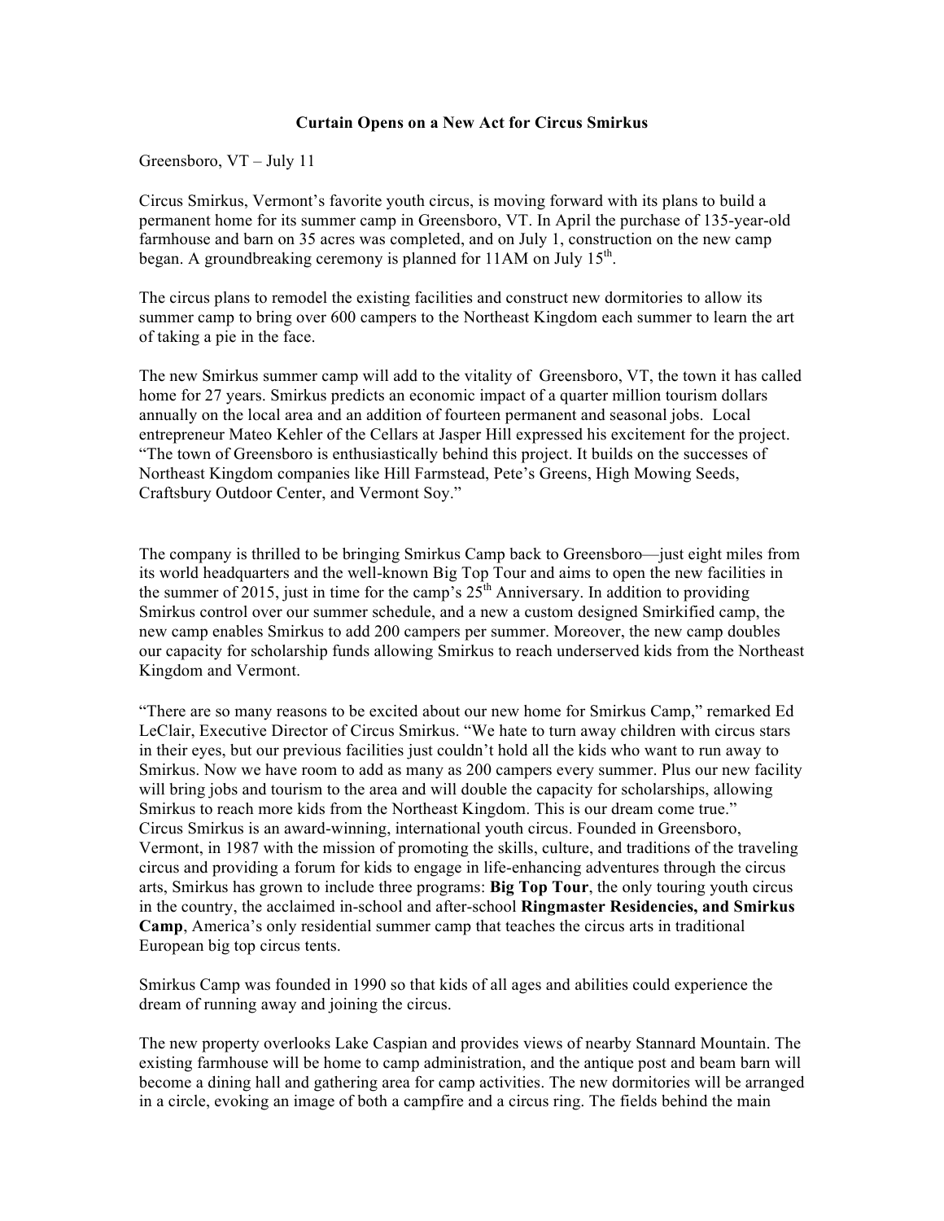**Curtain Opens on a New Act for Circus Smirkus**

Greensboro, VT – July 11

Circus Smirkus, Vermont's favorite youth circus, is moving forward with its plans to build a permanent home for its summer camp in Greensboro, VT. In April the purchase of 135-year-old farmhouse and barn on 35 acres was completed, and on July 1, construction on the new camp began. A groundbreaking ceremony is planned for 11AM on July 15th.

The circus plans to remodel the existing facilities and construct new dormitories to allow its summer camp to bring over 600 campers to the Northeast Kingdom each summer to learn the art of taking a pie in the face.

The new Smirkus summer camp will add to the vitality of Greensboro, VT, the town it has called home for 27 years. Smirkus predicts an economic impact of a quarter million tourism dollars annually on the local area and an addition of fourteen permanent and seasonal jobs. Local entrepreneur Mateo Kehler of the Cellars at Jasper Hill expressed his excitement for the project. "The town of Greensboro is enthusiastically behind this project. It builds on the successes of Northeast Kingdom companies like Hill Farmstead, Pete's Greens, High Mowing Seeds, Craftsbury Outdoor Center, and Vermont Soy."

The company is thrilled to be bringing Smirkus Camp back to Greensboro—just eight miles from its world headquarters and the well-known Big Top Tour and aims to open the new facilities in the summer of 2015, just in time for the camp's 25th Anniversary. In addition to providing Smirkus control over our summer schedule, and a new a custom designed Smirkified camp, the new camp enables Smirkus to add 200 campers per summer. Moreover, the new camp doubles our capacity for scholarship funds allowing Smirkus to reach underserved kids from the Northeast Kingdom and Vermont.

"There are so many reasons to be excited about our new home for Smirkus Camp," remarked Ed LeClair, Executive Director of Circus Smirkus. "We hate to turn away children with circus stars in their eyes, but our previous facilities just couldn't hold all the kids who want to run away to Smirkus. Now we have room to add as many as 200 campers every summer. Plus our new facility will bring jobs and tourism to the area and will double the capacity for scholarships, allowing Smirkus to reach more kids from the Northeast Kingdom. This is our dream come true."
Circus Smirkus is an award-winning, international youth circus. Founded in Greensboro, Vermont, in 1987 with the mission of promoting the skills, culture, and traditions of the traveling circus and providing a forum for kids to engage in life-enhancing adventures through the circus arts, Smirkus has grown to include three programs: **Big Top Tour**, the only touring youth circus in the country, the acclaimed in-school and after-school **Ringmaster Residencies, and Smirkus Camp**, America's only residential summer camp that teaches the circus arts in traditional European big top circus tents.

Smirkus Camp was founded in 1990 so that kids of all ages and abilities could experience the dream of running away and joining the circus.

The new property overlooks Lake Caspian and provides views of nearby Stannard Mountain. The existing farmhouse will be home to camp administration, and the antique post and beam barn will become a dining hall and gathering area for camp activities. The new dormitories will be arranged in a circle, evoking an image of both a campfire and a circus ring. The fields behind the main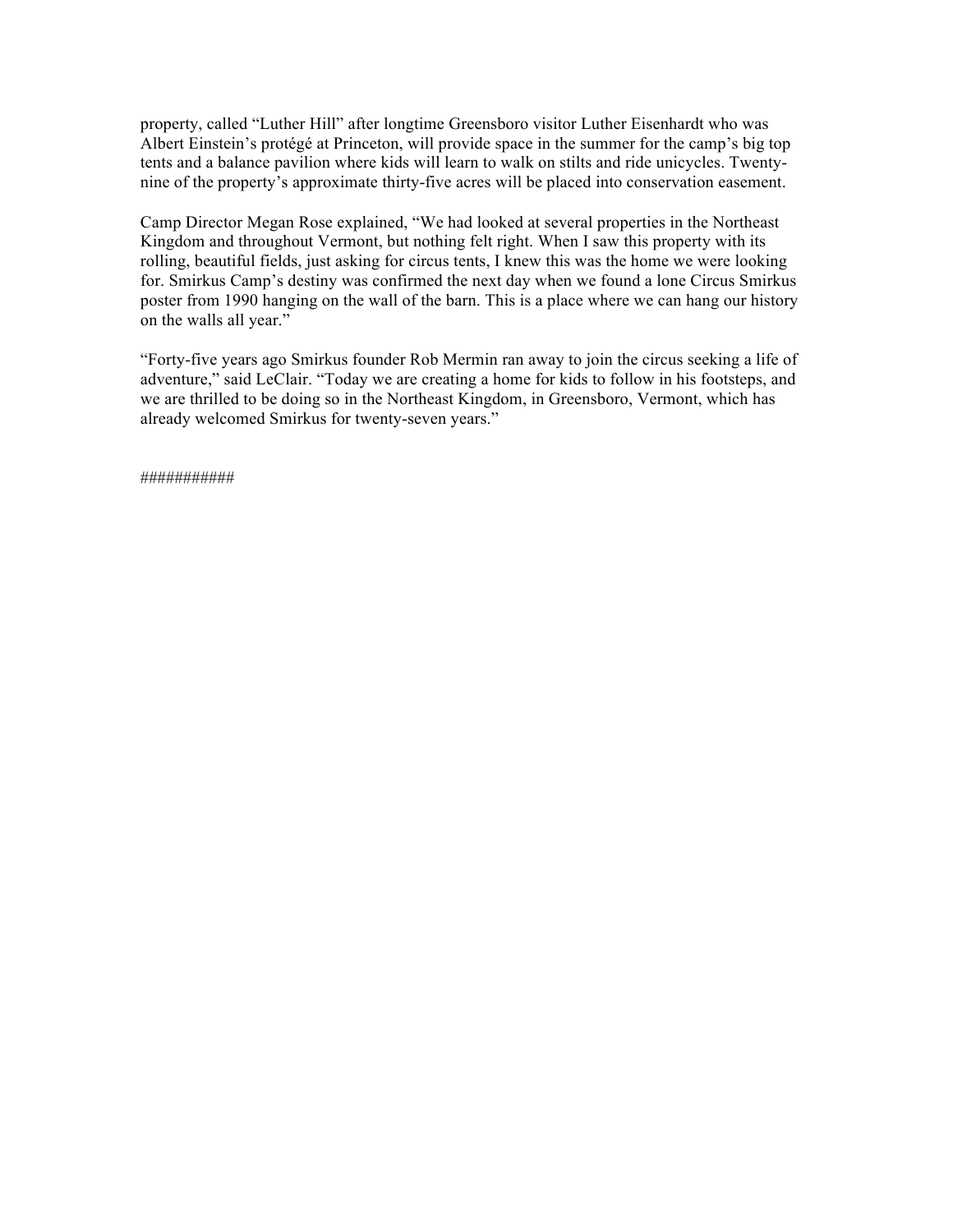property, called “Luther Hill” after longtime Greensboro visitor Luther Eisenhardt who was Albert Einstein’s protégé at Princeton, will provide space in the summer for the camp’s big top tents and a balance pavilion where kids will learn to walk on stilts and ride unicycles. Twenty-nine of the property’s approximate thirty-five acres will be placed into conservation easement.

Camp Director Megan Rose explained, “We had looked at several properties in the Northeast Kingdom and throughout Vermont, but nothing felt right. When I saw this property with its rolling, beautiful fields, just asking for circus tents, I knew this was the home we were looking for. Smirkus Camp’s destiny was confirmed the next day when we found a lone Circus Smirkus poster from 1990 hanging on the wall of the barn. This is a place where we can hang our history on the walls all year.”

“Forty-five years ago Smirkus founder Rob Mermin ran away to join the circus seeking a life of adventure,” said LeClair. “Today we are creating a home for kids to follow in his footsteps, and we are thrilled to be doing so in the Northeast Kingdom, in Greensboro, Vermont, which has already welcomed Smirkus for twenty-seven years.”

###########